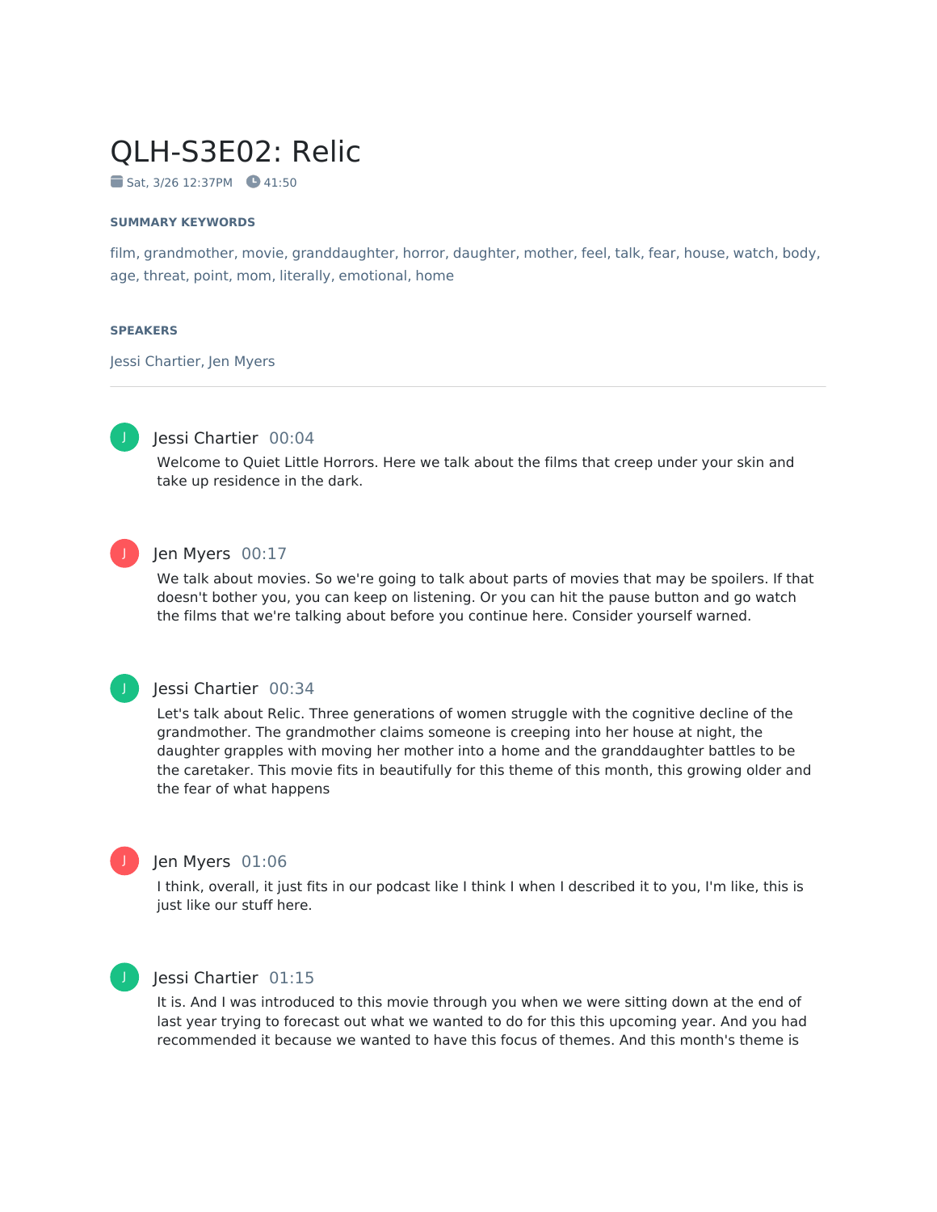# QLH-S3E02: Relic

Sat, 3/26 12:37PM 41:50

#### SUMMARY KEYWORDS

film, grandmother, movie, granddaughter, horror, daughter, mother, feel, talk, fear, house, watch, body, age, threat, point, mom, literally, emotional, home

#### SPEAKERS

Jessi Chartier, Jen Myers

---

**Jessi Chartier** 00:04

Welcome to Quiet Little Horrors. Here we talk about the films that creep under your skin and take up residence in the dark.

**Jen Myers** 00:17

We talk about movies. So we're going to talk about parts of movies that may be spoilers. If that doesn't bother you, you can keep on listening. Or you can hit the pause button and go watch the films that we're talking about before you continue here. Consider yourself warned.

**Jessi Chartier** 00:34

Let's talk about Relic. Three generations of women struggle with the cognitive decline of the grandmother. The grandmother claims someone is creeping into her house at night, the daughter grapples with moving her mother into a home and the granddaughter battles to be the caretaker. This movie fits in beautifully for this theme of this month, this growing older and the fear of what happens

**Jen Myers** 01:06

I think, overall, it just fits in our podcast like I think I when I described it to you, I'm like, this is just like our stuff here.

**Jessi Chartier** 01:15

It is. And I was introduced to this movie through you when we were sitting down at the end of last year trying to forecast out what we wanted to do for this this upcoming year. And you had recommended it because we wanted to have this focus of themes. And this month's theme is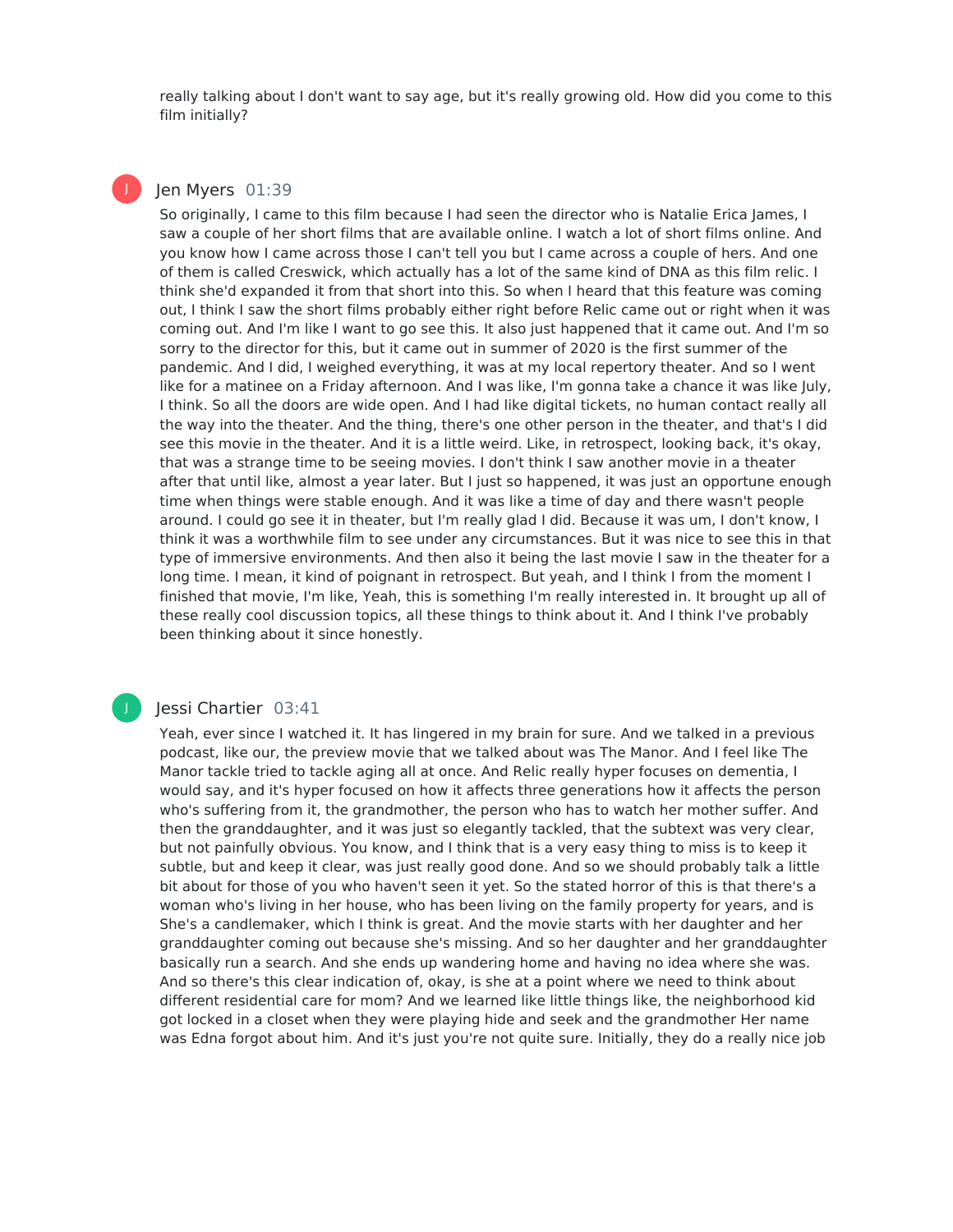really talking about I don't want to say age, but it's really growing old. How did you come to this film initially?

J

**Jen Myers** 01:39

So originally, I came to this film because I had seen the director who is Natalie Erica James, I saw a couple of her short films that are available online. I watch a lot of short films online. And you know how I came across those I can't tell you but I came across a couple of hers. And one of them is called Creswick, which actually has a lot of the same kind of DNA as this film relic. I think she'd expanded it from that short into this. So when I heard that this feature was coming out, I think I saw the short films probably either right before Relic came out or right when it was coming out. And I'm like I want to go see this. It also just happened that it came out. And I'm so sorry to the director for this, but it came out in summer of 2020 is the first summer of the pandemic. And I did, I weighed everything, it was at my local repertory theater. And so I went like for a matinee on a Friday afternoon. And I was like, I'm gonna take a chance it was like July, I think. So all the doors are wide open. And I had like digital tickets, no human contact really all the way into the theater. And the thing, there's one other person in the theater, and that's I did see this movie in the theater. And it is a little weird. Like, in retrospect, looking back, it's okay, that was a strange time to be seeing movies. I don't think I saw another movie in a theater after that until like, almost a year later. But I just so happened, it was just an opportune enough time when things were stable enough. And it was like a time of day and there wasn't people around. I could go see it in theater, but I'm really glad I did. Because it was um, I don't know, I think it was a worthwhile film to see under any circumstances. But it was nice to see this in that type of immersive environments. And then also it being the last movie I saw in the theater for a long time. I mean, it kind of poignant in retrospect. But yeah, and I think I from the moment I finished that movie, I'm like, Yeah, this is something I'm really interested in. It brought up all of these really cool discussion topics, all these things to think about it. And I think I've probably been thinking about it since honestly.

J

**Jessi Chartier** 03:41

Yeah, ever since I watched it. It has lingered in my brain for sure. And we talked in a previous podcast, like our, the preview movie that we talked about was The Manor. And I feel like The Manor tackle tried to tackle aging all at once. And Relic really hyper focuses on dementia, I would say, and it's hyper focused on how it affects three generations how it affects the person who's suffering from it, the grandmother, the person who has to watch her mother suffer. And then the granddaughter, and it was just so elegantly tackled, that the subtext was very clear, but not painfully obvious. You know, and I think that is a very easy thing to miss is to keep it subtle, but and keep it clear, was just really good done. And so we should probably talk a little bit about for those of you who haven't seen it yet. So the stated horror of this is that there's a woman who's living in her house, who has been living on the family property for years, and is She's a candlemaker, which I think is great. And the movie starts with her daughter and her granddaughter coming out because she's missing. And so her daughter and her granddaughter basically run a search. And she ends up wandering home and having no idea where she was. And so there's this clear indication of, okay, is she at a point where we need to think about different residential care for mom? And we learned like little things like, the neighborhood kid got locked in a closet when they were playing hide and seek and the grandmother Her name was Edna forgot about him. And it's just you're not quite sure. Initially, they do a really nice job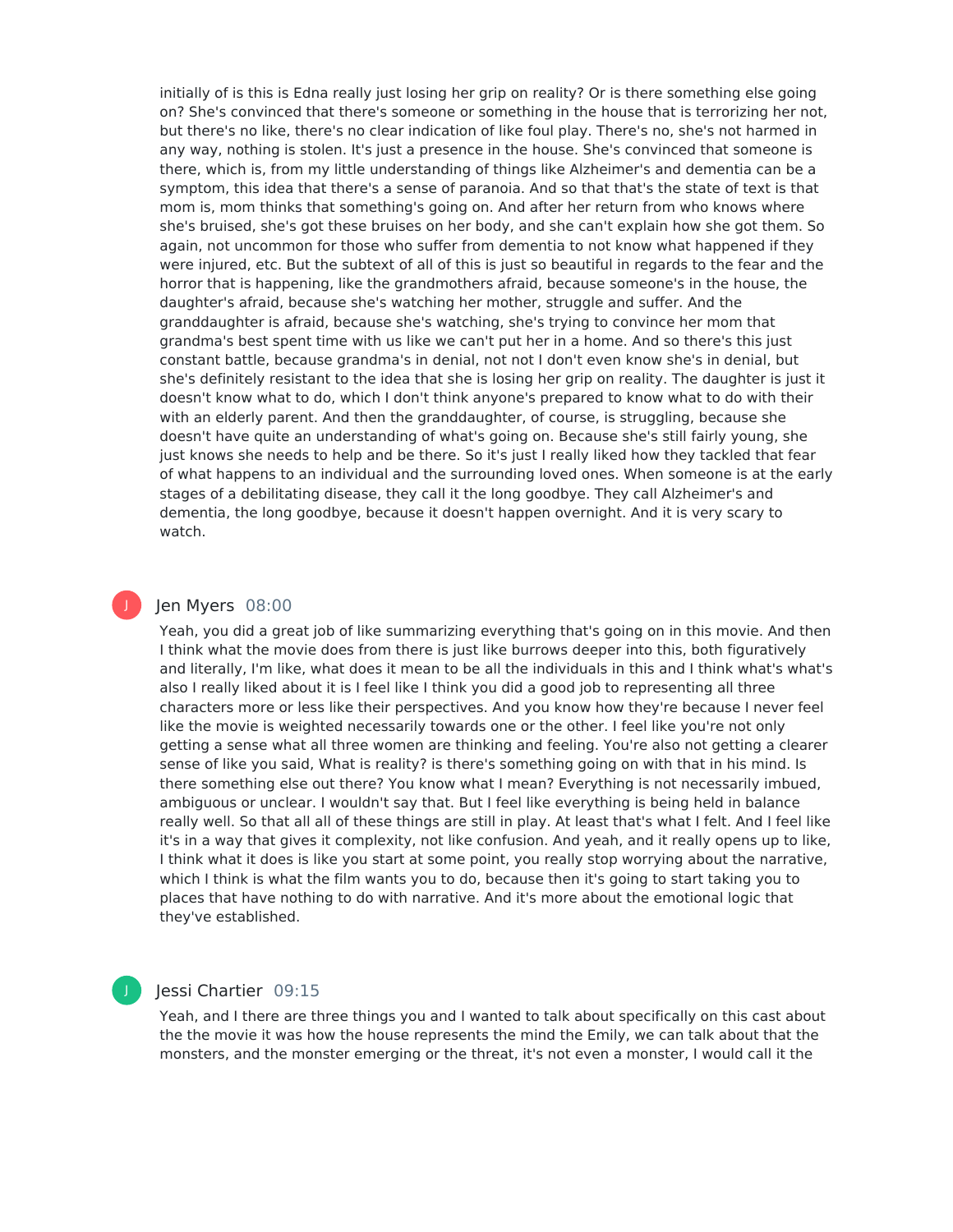initially of is this is Edna really just losing her grip on reality? Or is there something else going on? She's convinced that there's someone or something in the house that is terrorizing her not, but there's no like, there's no clear indication of like foul play. There's no, she's not harmed in any way, nothing is stolen. It's just a presence in the house. She's convinced that someone is there, which is, from my little understanding of things like Alzheimer's and dementia can be a symptom, this idea that there's a sense of paranoia. And so that that's the state of text is that mom is, mom thinks that something's going on. And after her return from who knows where she's bruised, she's got these bruises on her body, and she can't explain how she got them. So again, not uncommon for those who suffer from dementia to not know what happened if they were injured, etc. But the subtext of all of this is just so beautiful in regards to the fear and the horror that is happening, like the grandmothers afraid, because someone's in the house, the daughter's afraid, because she's watching her mother, struggle and suffer. And the granddaughter is afraid, because she's watching, she's trying to convince her mom that grandma's best spent time with us like we can't put her in a home. And so there's this just constant battle, because grandma's in denial, not not I don't even know she's in denial, but she's definitely resistant to the idea that she is losing her grip on reality. The daughter is just it doesn't know what to do, which I don't think anyone's prepared to know what to do with their with an elderly parent. And then the granddaughter, of course, is struggling, because she doesn't have quite an understanding of what's going on. Because she's still fairly young, she just knows she needs to help and be there. So it's just I really liked how they tackled that fear of what happens to an individual and the surrounding loved ones. When someone is at the early stages of a debilitating disease, they call it the long goodbye. They call Alzheimer's and dementia, the long goodbye, because it doesn't happen overnight. And it is very scary to watch.

**Jen Myers** 08:00

Yeah, you did a great job of like summarizing everything that's going on in this movie. And then I think what the movie does from there is just like burrows deeper into this, both figuratively and literally, I'm like, what does it mean to be all the individuals in this and I think what's what's also I really liked about it is I feel like I think you did a good job to representing all three characters more or less like their perspectives. And you know how they're because I never feel like the movie is weighted necessarily towards one or the other. I feel like you're not only getting a sense what all three women are thinking and feeling. You're also not getting a clearer sense of like you said, What is reality? is there's something going on with that in his mind. Is there something else out there? You know what I mean? Everything is not necessarily imbued, ambiguous or unclear. I wouldn't say that. But I feel like everything is being held in balance really well. So that all all of these things are still in play. At least that's what I felt. And I feel like it's in a way that gives it complexity, not like confusion. And yeah, and it really opens up to like, I think what it does is like you start at some point, you really stop worrying about the narrative, which I think is what the film wants you to do, because then it's going to start taking you to places that have nothing to do with narrative. And it's more about the emotional logic that they've established.

**Jessi Chartier** 09:15

Yeah, and I there are three things you and I wanted to talk about specifically on this cast about the the movie it was how the house represents the mind the Emily, we can talk about that the monsters, and the monster emerging or the threat, it's not even a monster, I would call it the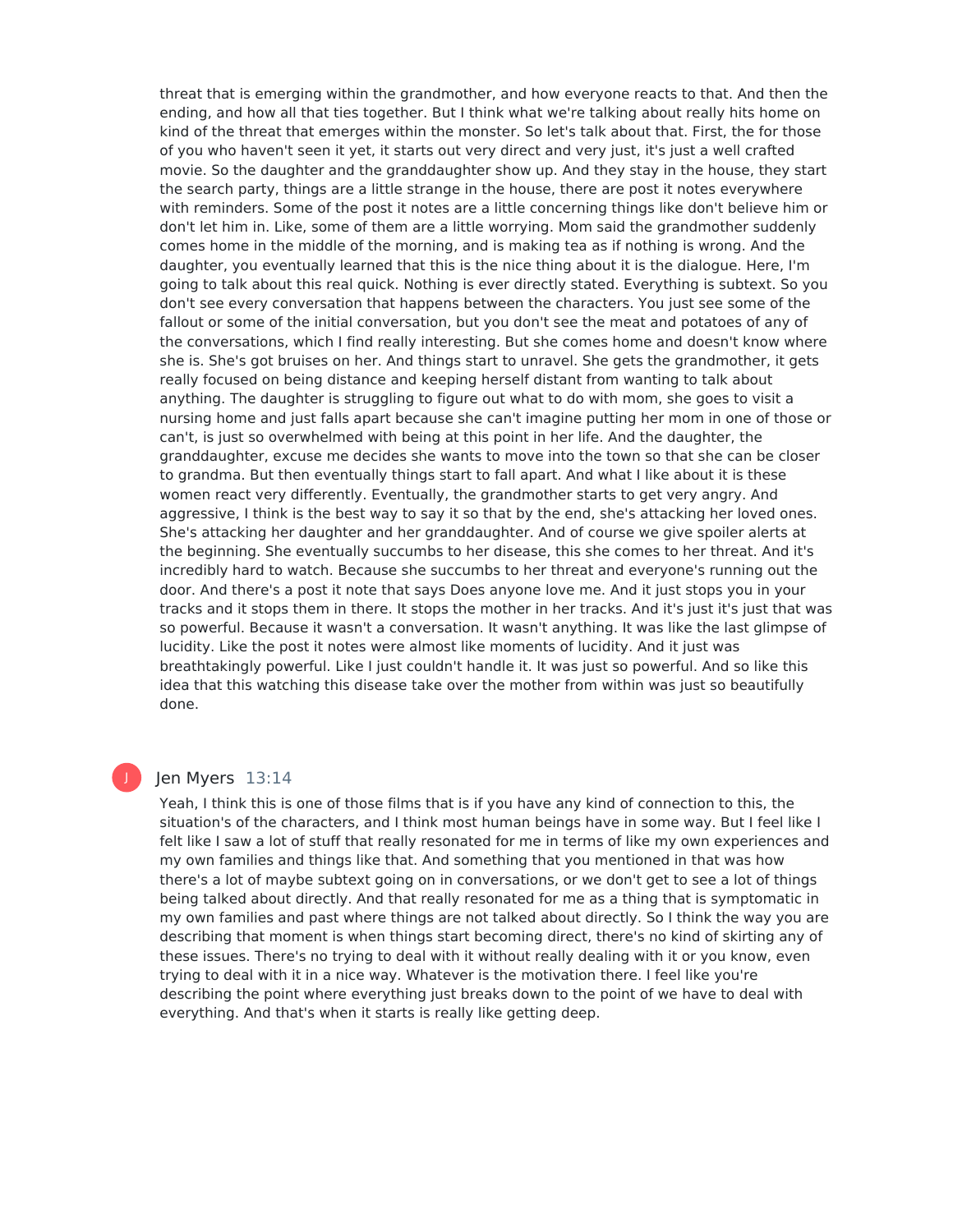threat that is emerging within the grandmother, and how everyone reacts to that. And then the ending, and how all that ties together. But I think what we're talking about really hits home on kind of the threat that emerges within the monster. So let's talk about that. First, the for those of you who haven't seen it yet, it starts out very direct and very just, it's just a well crafted movie. So the daughter and the granddaughter show up. And they stay in the house, they start the search party, things are a little strange in the house, there are post it notes everywhere with reminders. Some of the post it notes are a little concerning things like don't believe him or don't let him in. Like, some of them are a little worrying. Mom said the grandmother suddenly comes home in the middle of the morning, and is making tea as if nothing is wrong. And the daughter, you eventually learned that this is the nice thing about it is the dialogue. Here, I'm going to talk about this real quick. Nothing is ever directly stated. Everything is subtext. So you don't see every conversation that happens between the characters. You just see some of the fallout or some of the initial conversation, but you don't see the meat and potatoes of any of the conversations, which I find really interesting. But she comes home and doesn't know where she is. She's got bruises on her. And things start to unravel. She gets the grandmother, it gets really focused on being distance and keeping herself distant from wanting to talk about anything. The daughter is struggling to figure out what to do with mom, she goes to visit a nursing home and just falls apart because she can't imagine putting her mom in one of those or can't, is just so overwhelmed with being at this point in her life. And the daughter, the granddaughter, excuse me decides she wants to move into the town so that she can be closer to grandma. But then eventually things start to fall apart. And what I like about it is these women react very differently. Eventually, the grandmother starts to get very angry. And aggressive, I think is the best way to say it so that by the end, she's attacking her loved ones. She's attacking her daughter and her granddaughter. And of course we give spoiler alerts at the beginning. She eventually succumbs to her disease, this she comes to her threat. And it's incredibly hard to watch. Because she succumbs to her threat and everyone's running out the door. And there's a post it note that says Does anyone love me. And it just stops you in your tracks and it stops them in there. It stops the mother in her tracks. And it's just it's just that was so powerful. Because it wasn't a conversation. It wasn't anything. It was like the last glimpse of lucidity. Like the post it notes were almost like moments of lucidity. And it just was breathtakingly powerful. Like I just couldn't handle it. It was just so powerful. And so like this idea that this watching this disease take over the mother from within was just so beautifully done.

**Jen Myers** 13:14

Yeah, I think this is one of those films that is if you have any kind of connection to this, the situation's of the characters, and I think most human beings have in some way. But I feel like I felt like I saw a lot of stuff that really resonated for me in terms of like my own experiences and my own families and things like that. And something that you mentioned in that was how there's a lot of maybe subtext going on in conversations, or we don't get to see a lot of things being talked about directly. And that really resonated for me as a thing that is symptomatic in my own families and past where things are not talked about directly. So I think the way you are describing that moment is when things start becoming direct, there's no kind of skirting any of these issues. There's no trying to deal with it without really dealing with it or you know, even trying to deal with it in a nice way. Whatever is the motivation there. I feel like you're describing the point where everything just breaks down to the point of we have to deal with everything. And that's when it starts is really like getting deep.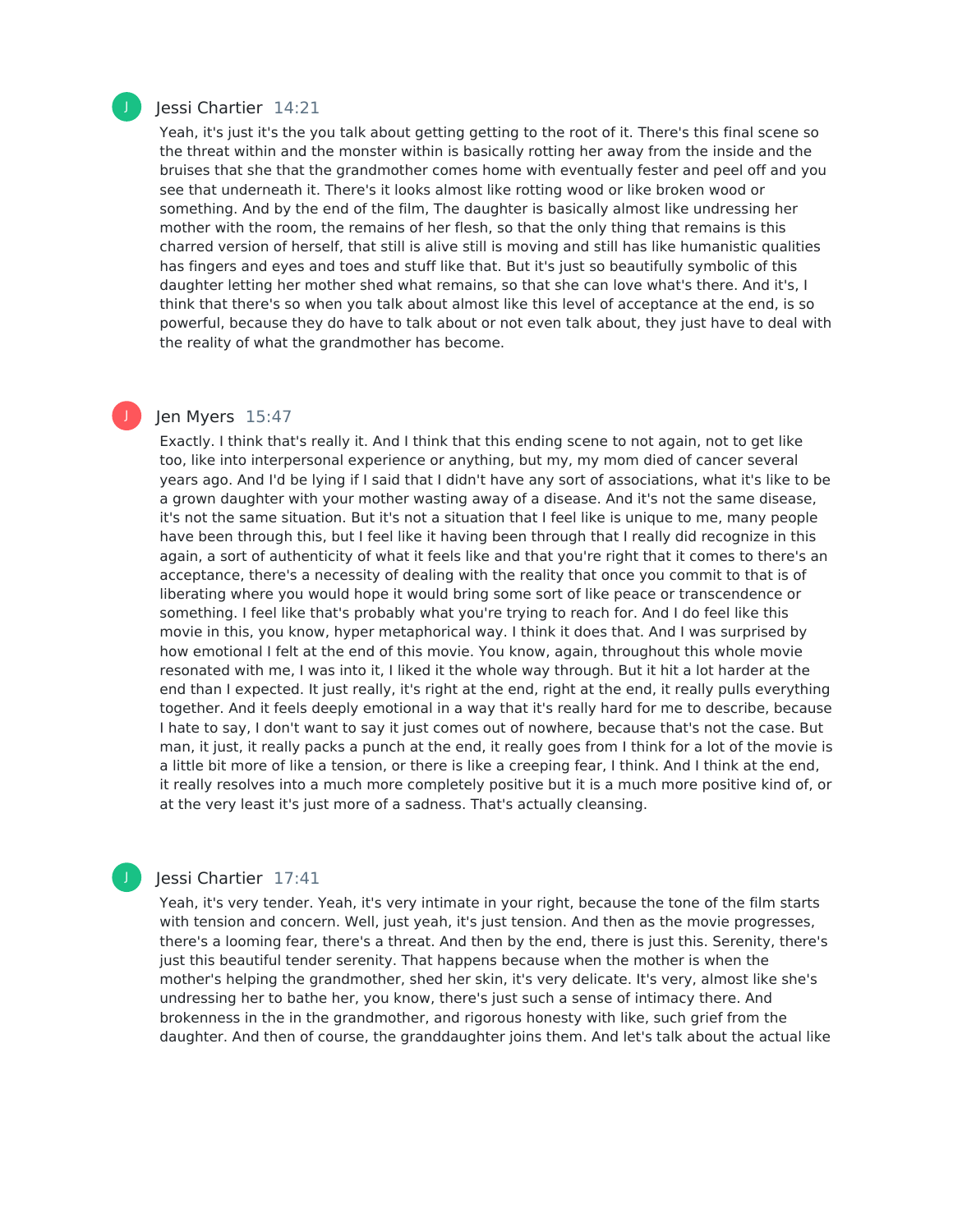**Jessi Chartier** 14:21

Yeah, it's just it's the you talk about getting getting to the root of it. There's this final scene so the threat within and the monster within is basically rotting her away from the inside and the bruises that she that the grandmother comes home with eventually fester and peel off and you see that underneath it. There's it looks almost like rotting wood or like broken wood or something. And by the end of the film, The daughter is basically almost like undressing her mother with the room, the remains of her flesh, so that the only thing that remains is this charred version of herself, that still is alive still is moving and still has like humanistic qualities has fingers and eyes and toes and stuff like that. But it's just so beautifully symbolic of this daughter letting her mother shed what remains, so that she can love what's there. And it's, I think that there's so when you talk about almost like this level of acceptance at the end, is so powerful, because they do have to talk about or not even talk about, they just have to deal with the reality of what the grandmother has become.

**Jen Myers** 15:47

Exactly. I think that's really it. And I think that this ending scene to not again, not to get like too, like into interpersonal experience or anything, but my, my mom died of cancer several years ago. And I'd be lying if I said that I didn't have any sort of associations, what it's like to be a grown daughter with your mother wasting away of a disease. And it's not the same disease, it's not the same situation. But it's not a situation that I feel like is unique to me, many people have been through this, but I feel like it having been through that I really did recognize in this again, a sort of authenticity of what it feels like and that you're right that it comes to there's an acceptance, there's a necessity of dealing with the reality that once you commit to that is of liberating where you would hope it would bring some sort of like peace or transcendence or something. I feel like that's probably what you're trying to reach for. And I do feel like this movie in this, you know, hyper metaphorical way. I think it does that. And I was surprised by how emotional I felt at the end of this movie. You know, again, throughout this whole movie resonated with me, I was into it, I liked it the whole way through. But it hit a lot harder at the end than I expected. It just really, it's right at the end, right at the end, it really pulls everything together. And it feels deeply emotional in a way that it's really hard for me to describe, because I hate to say, I don't want to say it just comes out of nowhere, because that's not the case. But man, it just, it really packs a punch at the end, it really goes from I think for a lot of the movie is a little bit more of like a tension, or there is like a creeping fear, I think. And I think at the end, it really resolves into a much more completely positive but it is a much more positive kind of, or at the very least it's just more of a sadness. That's actually cleansing.

**Jessi Chartier** 17:41

Yeah, it's very tender. Yeah, it's very intimate in your right, because the tone of the film starts with tension and concern. Well, just yeah, it's just tension. And then as the movie progresses, there's a looming fear, there's a threat. And then by the end, there is just this. Serenity, there's just this beautiful tender serenity. That happens because when the mother is when the mother's helping the grandmother, shed her skin, it's very delicate. It's very, almost like she's undressing her to bathe her, you know, there's just such a sense of intimacy there. And brokenness in the in the grandmother, and rigorous honesty with like, such grief from the daughter. And then of course, the granddaughter joins them. And let's talk about the actual like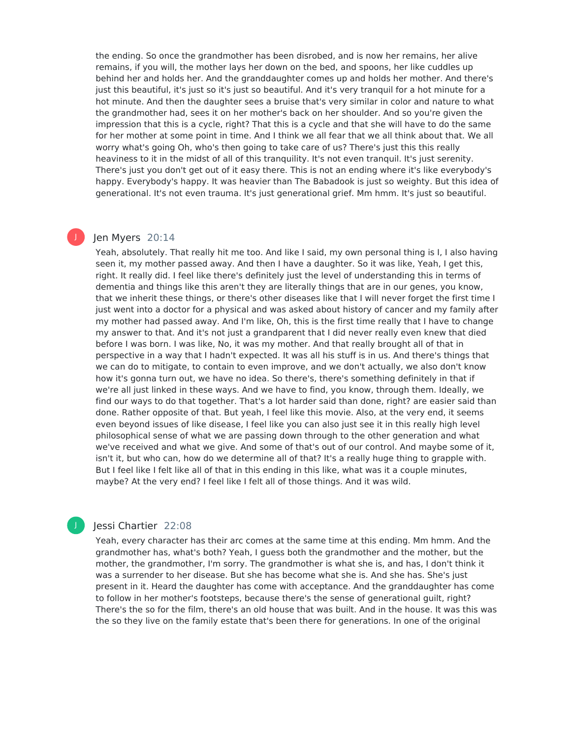the ending. So once the grandmother has been disrobed, and is now her remains, her alive remains, if you will, the mother lays her down on the bed, and spoons, her like cuddles up behind her and holds her. And the granddaughter comes up and holds her mother. And there's just this beautiful, it's just so it's just so beautiful. And it's very tranquil for a hot minute for a hot minute. And then the daughter sees a bruise that's very similar in color and nature to what the grandmother had, sees it on her mother's back on her shoulder. And so you're given the impression that this is a cycle, right? That this is a cycle and that she will have to do the same for her mother at some point in time. And I think we all fear that we all think about that. We all worry what's going Oh, who's then going to take care of us? There's just this this really heaviness to it in the midst of all of this tranquility. It's not even tranquil. It's just serenity. There's just you don't get out of it easy there. This is not an ending where it's like everybody's happy. Everybody's happy. It was heavier than The Babadook is just so weighty. But this idea of generational. It's not even trauma. It's just generational grief. Mm hmm. It's just so beautiful.

Jen Myers 20:14

Yeah, absolutely. That really hit me too. And like I said, my own personal thing is I, I also having seen it, my mother passed away. And then I have a daughter. So it was like, Yeah, I get this, right. It really did. I feel like there's definitely just the level of understanding this in terms of dementia and things like this aren't they are literally things that are in our genes, you know, that we inherit these things, or there's other diseases like that I will never forget the first time I just went into a doctor for a physical and was asked about history of cancer and my family after my mother had passed away. And I'm like, Oh, this is the first time really that I have to change my answer to that. And it's not just a grandparent that I did never really even knew that died before I was born. I was like, No, it was my mother. And that really brought all of that in perspective in a way that I hadn't expected. It was all his stuff is in us. And there's things that we can do to mitigate, to contain to even improve, and we don't actually, we also don't know how it's gonna turn out, we have no idea. So there's, there's something definitely in that if we're all just linked in these ways. And we have to find, you know, through them. Ideally, we find our ways to do that together. That's a lot harder said than done, right? are easier said than done. Rather opposite of that. But yeah, I feel like this movie. Also, at the very end, it seems even beyond issues of like disease, I feel like you can also just see it in this really high level philosophical sense of what we are passing down through to the other generation and what we've received and what we give. And some of that's out of our control. And maybe some of it, isn't it, but who can, how do we determine all of that? It's a really huge thing to grapple with. But I feel like I felt like all of that in this ending in this like, what was it a couple minutes, maybe? At the very end? I feel like I felt all of those things. And it was wild.

Jessi Chartier 22:08

Yeah, every character has their arc comes at the same time at this ending. Mm hmm. And the grandmother has, what's both? Yeah, I guess both the grandmother and the mother, but the mother, the grandmother, I'm sorry. The grandmother is what she is, and has, I don't think it was a surrender to her disease. But she has become what she is. And she has. She's just present in it. Heard the daughter has come with acceptance. And the granddaughter has come to follow in her mother's footsteps, because there's the sense of generational guilt, right? There's the so for the film, there's an old house that was built. And in the house. It was this was the so they live on the family estate that's been there for generations. In one of the original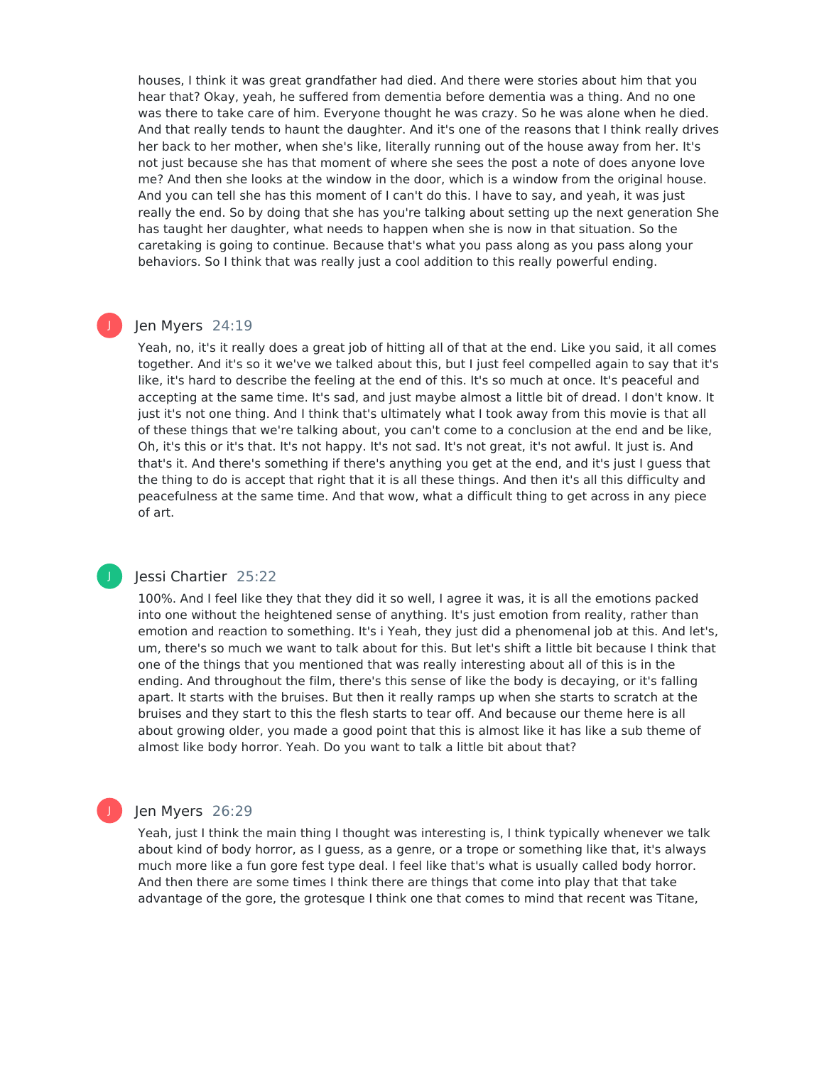houses, I think it was great grandfather had died. And there were stories about him that you hear that? Okay, yeah, he suffered from dementia before dementia was a thing. And no one was there to take care of him. Everyone thought he was crazy. So he was alone when he died. And that really tends to haunt the daughter. And it's one of the reasons that I think really drives her back to her mother, when she's like, literally running out of the house away from her. It's not just because she has that moment of where she sees the post a note of does anyone love me? And then she looks at the window in the door, which is a window from the original house. And you can tell she has this moment of I can't do this. I have to say, and yeah, it was just really the end. So by doing that she has you're talking about setting up the next generation She has taught her daughter, what needs to happen when she is now in that situation. So the caretaking is going to continue. Because that's what you pass along as you pass along your behaviors. So I think that was really just a cool addition to this really powerful ending.

**Jen Myers** 24:19

Yeah, no, it's it really does a great job of hitting all of that at the end. Like you said, it all comes together. And it's so it we've we talked about this, but I just feel compelled again to say that it's like, it's hard to describe the feeling at the end of this. It's so much at once. It's peaceful and accepting at the same time. It's sad, and just maybe almost a little bit of dread. I don't know. It just it's not one thing. And I think that's ultimately what I took away from this movie is that all of these things that we're talking about, you can't come to a conclusion at the end and be like, Oh, it's this or it's that. It's not happy. It's not sad. It's not great, it's not awful. It just is. And that's it. And there's something if there's anything you get at the end, and it's just I guess that the thing to do is accept that right that it is all these things. And then it's all this difficulty and peacefulness at the same time. And that wow, what a difficult thing to get across in any piece of art.

**Jessi Chartier** 25:22

100%. And I feel like they that they did it so well, I agree it was, it is all the emotions packed into one without the heightened sense of anything. It's just emotion from reality, rather than emotion and reaction to something. It's i Yeah, they just did a phenomenal job at this. And let's, um, there's so much we want to talk about for this. But let's shift a little bit because I think that one of the things that you mentioned that was really interesting about all of this is in the ending. And throughout the film, there's this sense of like the body is decaying, or it's falling apart. It starts with the bruises. But then it really ramps up when she starts to scratch at the bruises and they start to this the flesh starts to tear off. And because our theme here is all about growing older, you made a good point that this is almost like it has like a sub theme of almost like body horror. Yeah. Do you want to talk a little bit about that?

**Jen Myers** 26:29

Yeah, just I think the main thing I thought was interesting is, I think typically whenever we talk about kind of body horror, as I guess, as a genre, or a trope or something like that, it's always much more like a fun gore fest type deal. I feel like that's what is usually called body horror. And then there are some times I think there are things that come into play that that take advantage of the gore, the grotesque I think one that comes to mind that recent was Titane,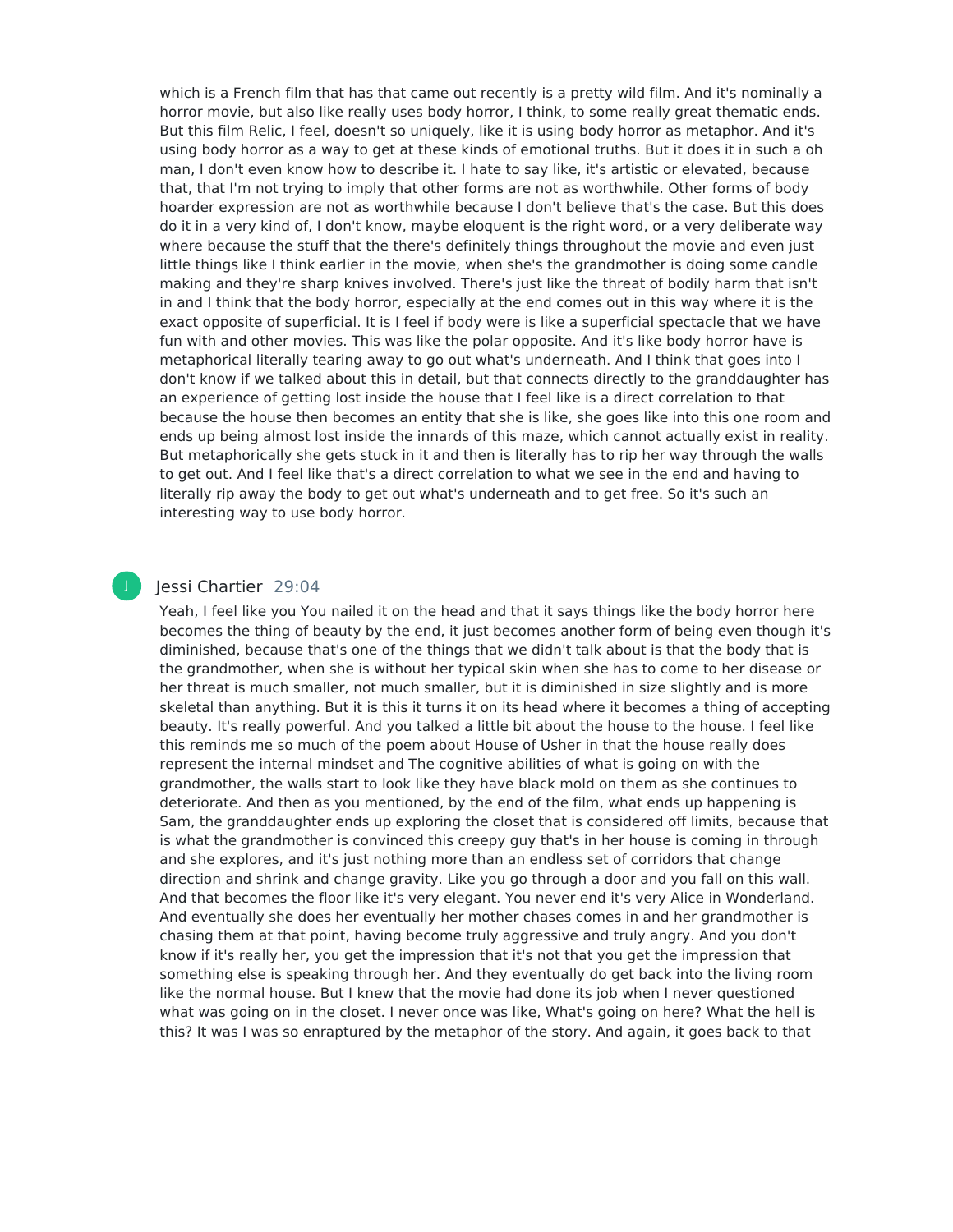which is a French film that has that came out recently is a pretty wild film. And it's nominally a horror movie, but also like really uses body horror, I think, to some really great thematic ends. But this film Relic, I feel, doesn't so uniquely, like it is using body horror as metaphor. And it's using body horror as a way to get at these kinds of emotional truths. But it does it in such a oh man, I don't even know how to describe it. I hate to say like, it's artistic or elevated, because that, that I'm not trying to imply that other forms are not as worthwhile. Other forms of body hoarder expression are not as worthwhile because I don't believe that's the case. But this does do it in a very kind of, I don't know, maybe eloquent is the right word, or a very deliberate way where because the stuff that the there's definitely things throughout the movie and even just little things like I think earlier in the movie, when she's the grandmother is doing some candle making and they're sharp knives involved. There's just like the threat of bodily harm that isn't in and I think that the body horror, especially at the end comes out in this way where it is the exact opposite of superficial. It is I feel if body were is like a superficial spectacle that we have fun with and other movies. This was like the polar opposite. And it's like body horror have is metaphorical literally tearing away to go out what's underneath. And I think that goes into I don't know if we talked about this in detail, but that connects directly to the granddaughter has an experience of getting lost inside the house that I feel like is a direct correlation to that because the house then becomes an entity that she is like, she goes like into this one room and ends up being almost lost inside the innards of this maze, which cannot actually exist in reality. But metaphorically she gets stuck in it and then is literally has to rip her way through the walls to get out. And I feel like that's a direct correlation to what we see in the end and having to literally rip away the body to get out what's underneath and to get free. So it's such an interesting way to use body horror.

**Jessi Chartier** 29:04

Yeah, I feel like you You nailed it on the head and that it says things like the body horror here becomes the thing of beauty by the end, it just becomes another form of being even though it's diminished, because that's one of the things that we didn't talk about is that the body that is the grandmother, when she is without her typical skin when she has to come to her disease or her threat is much smaller, not much smaller, but it is diminished in size slightly and is more skeletal than anything. But it is this it turns it on its head where it becomes a thing of accepting beauty. It's really powerful. And you talked a little bit about the house to the house. I feel like this reminds me so much of the poem about House of Usher in that the house really does represent the internal mindset and The cognitive abilities of what is going on with the grandmother, the walls start to look like they have black mold on them as she continues to deteriorate. And then as you mentioned, by the end of the film, what ends up happening is Sam, the granddaughter ends up exploring the closet that is considered off limits, because that is what the grandmother is convinced this creepy guy that's in her house is coming in through and she explores, and it's just nothing more than an endless set of corridors that change direction and shrink and change gravity. Like you go through a door and you fall on this wall. And that becomes the floor like it's very elegant. You never end it's very Alice in Wonderland. And eventually she does her eventually her mother chases comes in and her grandmother is chasing them at that point, having become truly aggressive and truly angry. And you don't know if it's really her, you get the impression that it's not that you get the impression that something else is speaking through her. And they eventually do get back into the living room like the normal house. But I knew that the movie had done its job when I never questioned what was going on in the closet. I never once was like, What's going on here? What the hell is this? It was I was so enraptured by the metaphor of the story. And again, it goes back to that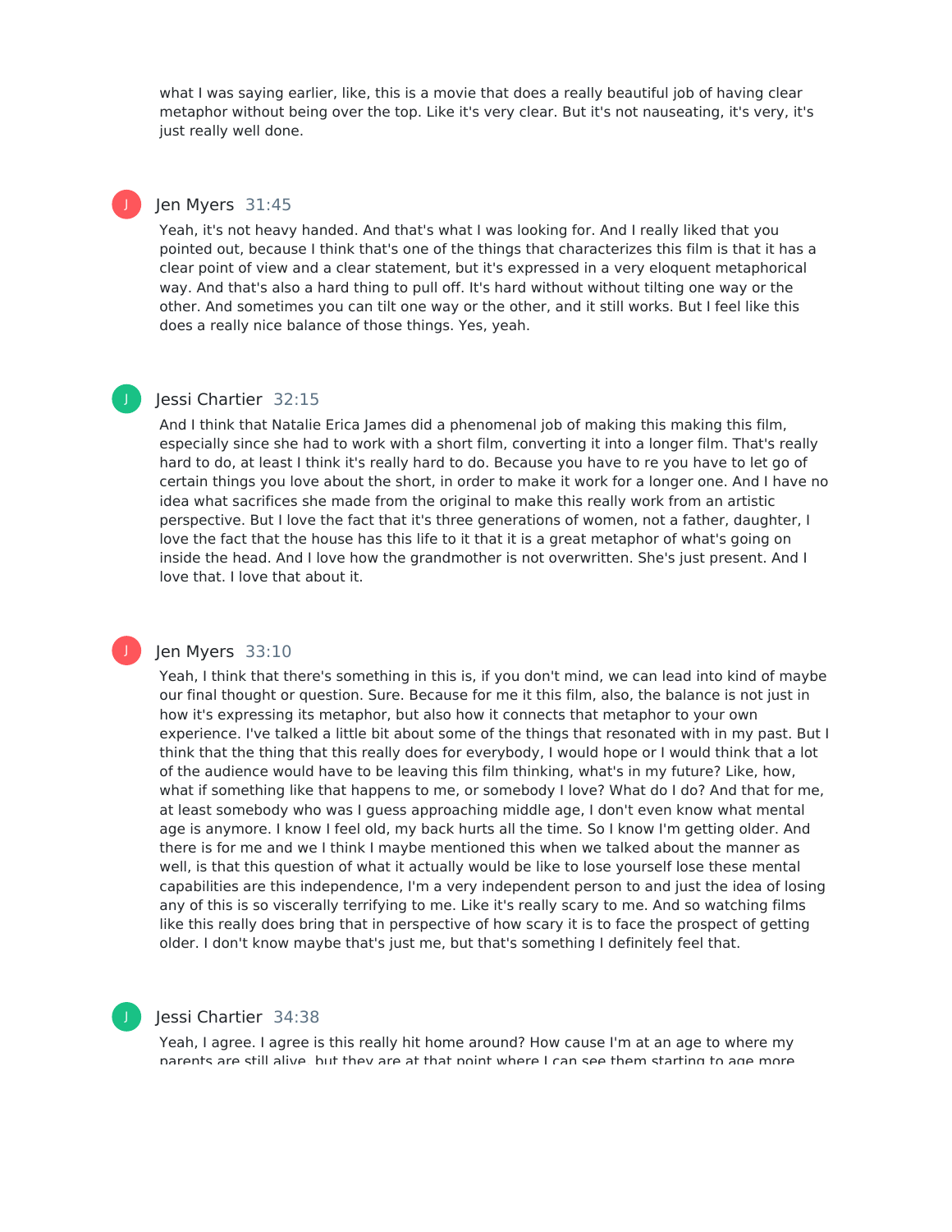what I was saying earlier, like, this is a movie that does a really beautiful job of having clear metaphor without being over the top. Like it's very clear. But it's not nauseating, it's very, it's just really well done.

J Jen Myers 31:45

Yeah, it's not heavy handed. And that's what I was looking for. And I really liked that you pointed out, because I think that's one of the things that characterizes this film is that it has a clear point of view and a clear statement, but it's expressed in a very eloquent metaphorical way. And that's also a hard thing to pull off. It's hard without without tilting one way or the other. And sometimes you can tilt one way or the other, and it still works. But I feel like this does a really nice balance of those things. Yes, yeah.

J Jessi Chartier 32:15

And I think that Natalie Erica James did a phenomenal job of making this making this film, especially since she had to work with a short film, converting it into a longer film. That's really hard to do, at least I think it's really hard to do. Because you have to re you have to let go of certain things you love about the short, in order to make it work for a longer one. And I have no idea what sacrifices she made from the original to make this really work from an artistic perspective. But I love the fact that it's three generations of women, not a father, daughter, I love the fact that the house has this life to it that it is a great metaphor of what's going on inside the head. And I love how the grandmother is not overwritten. She's just present. And I love that. I love that about it.

J Jen Myers 33:10

Yeah, I think that there's something in this is, if you don't mind, we can lead into kind of maybe our final thought or question. Sure. Because for me it this film, also, the balance is not just in how it's expressing its metaphor, but also how it connects that metaphor to your own experience. I've talked a little bit about some of the things that resonated with in my past. But I think that the thing that this really does for everybody, I would hope or I would think that a lot of the audience would have to be leaving this film thinking, what's in my future? Like, how, what if something like that happens to me, or somebody I love? What do I do? And that for me, at least somebody who was I guess approaching middle age, I don't even know what mental age is anymore. I know I feel old, my back hurts all the time. So I know I'm getting older. And there is for me and we I think I maybe mentioned this when we talked about the manner as well, is that this question of what it actually would be like to lose yourself lose these mental capabilities are this independence, I'm a very independent person to and just the idea of losing any of this is so viscerally terrifying to me. Like it's really scary to me. And so watching films like this really does bring that in perspective of how scary it is to face the prospect of getting older. I don't know maybe that's just me, but that's something I definitely feel that.

J Jessi Chartier 34:38

Yeah, I agree. I agree is this really hit home around? How cause I'm at an age to where my parents are still alive, but they are at that point where I can see them starting to age more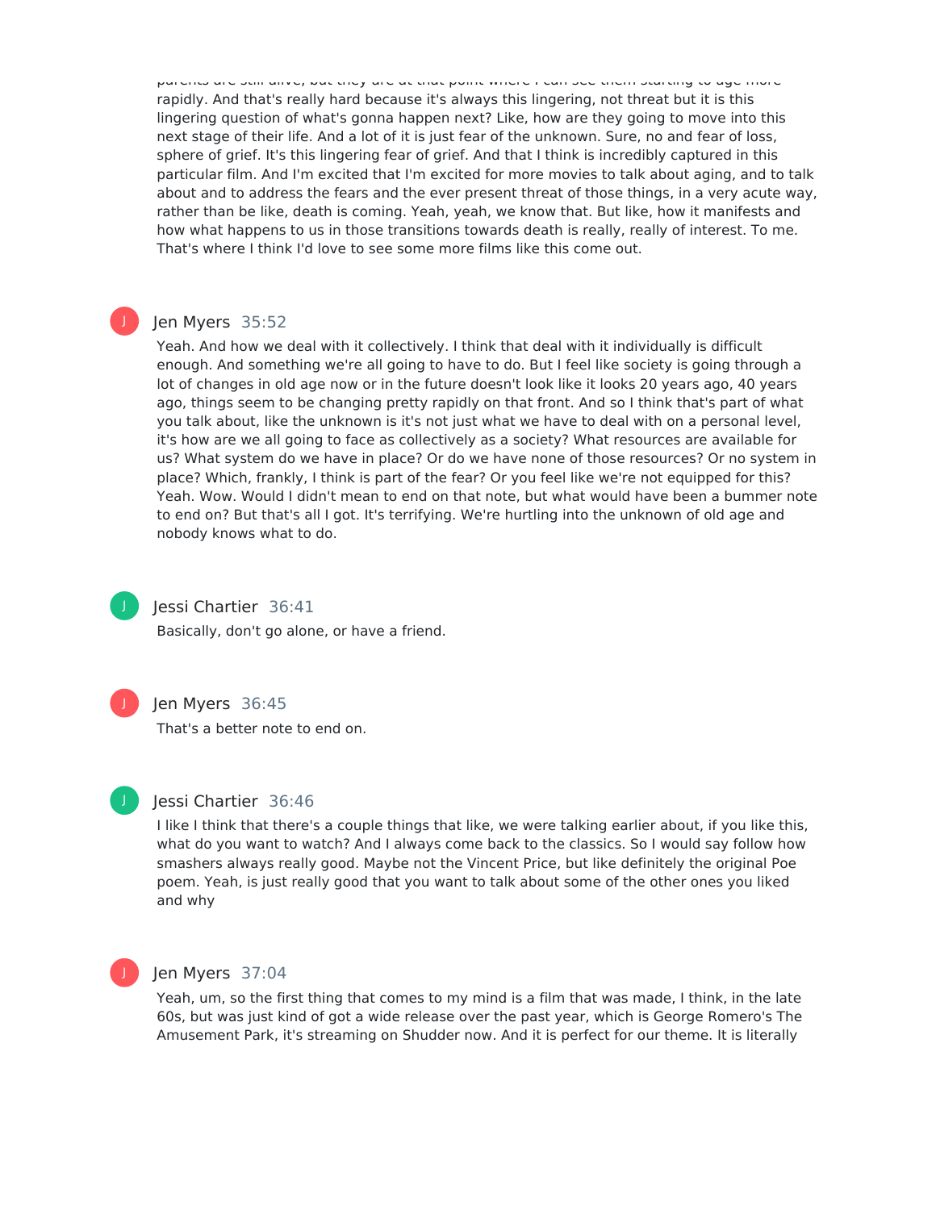rapidly. And that's really hard because it's always this lingering, not threat but it is this lingering question of what's gonna happen next? Like, how are they going to move into this next stage of their life. And a lot of it is just fear of the unknown. Sure, no and fear of loss, sphere of grief. It's this lingering fear of grief. And that I think is incredibly captured in this particular film. And I'm excited that I'm excited for more movies to talk about aging, and to talk about and to address the fears and the ever present threat of those things, in a very acute way, rather than be like, death is coming. Yeah, yeah, we know that. But like, how it manifests and how what happens to us in those transitions towards death is really, really of interest. To me. That's where I think I'd love to see some more films like this come out.

Jen Myers 35:52

Yeah. And how we deal with it collectively. I think that deal with it individually is difficult enough. And something we're all going to have to do. But I feel like society is going through a lot of changes in old age now or in the future doesn't look like it looks 20 years ago, 40 years ago, things seem to be changing pretty rapidly on that front. And so I think that's part of what you talk about, like the unknown is it's not just what we have to deal with on a personal level, it's how are we all going to face as collectively as a society? What resources are available for us? What system do we have in place? Or do we have none of those resources? Or no system in place? Which, frankly, I think is part of the fear? Or you feel like we're not equipped for this? Yeah. Wow. Would I didn't mean to end on that note, but what would have been a bummer note to end on? But that's all I got. It's terrifying. We're hurtling into the unknown of old age and nobody knows what to do.

Jessi Chartier 36:41

Basically, don't go alone, or have a friend.

Jen Myers 36:45

That's a better note to end on.

Jessi Chartier 36:46

I like I think that there's a couple things that like, we were talking earlier about, if you like this, what do you want to watch? And I always come back to the classics. So I would say follow how smashers always really good. Maybe not the Vincent Price, but like definitely the original Poe poem. Yeah, is just really good that you want to talk about some of the other ones you liked and why

Jen Myers 37:04

Yeah, um, so the first thing that comes to my mind is a film that was made, I think, in the late 60s, but was just kind of got a wide release over the past year, which is George Romero's The Amusement Park, it's streaming on Shudder now. And it is perfect for our theme. It is literally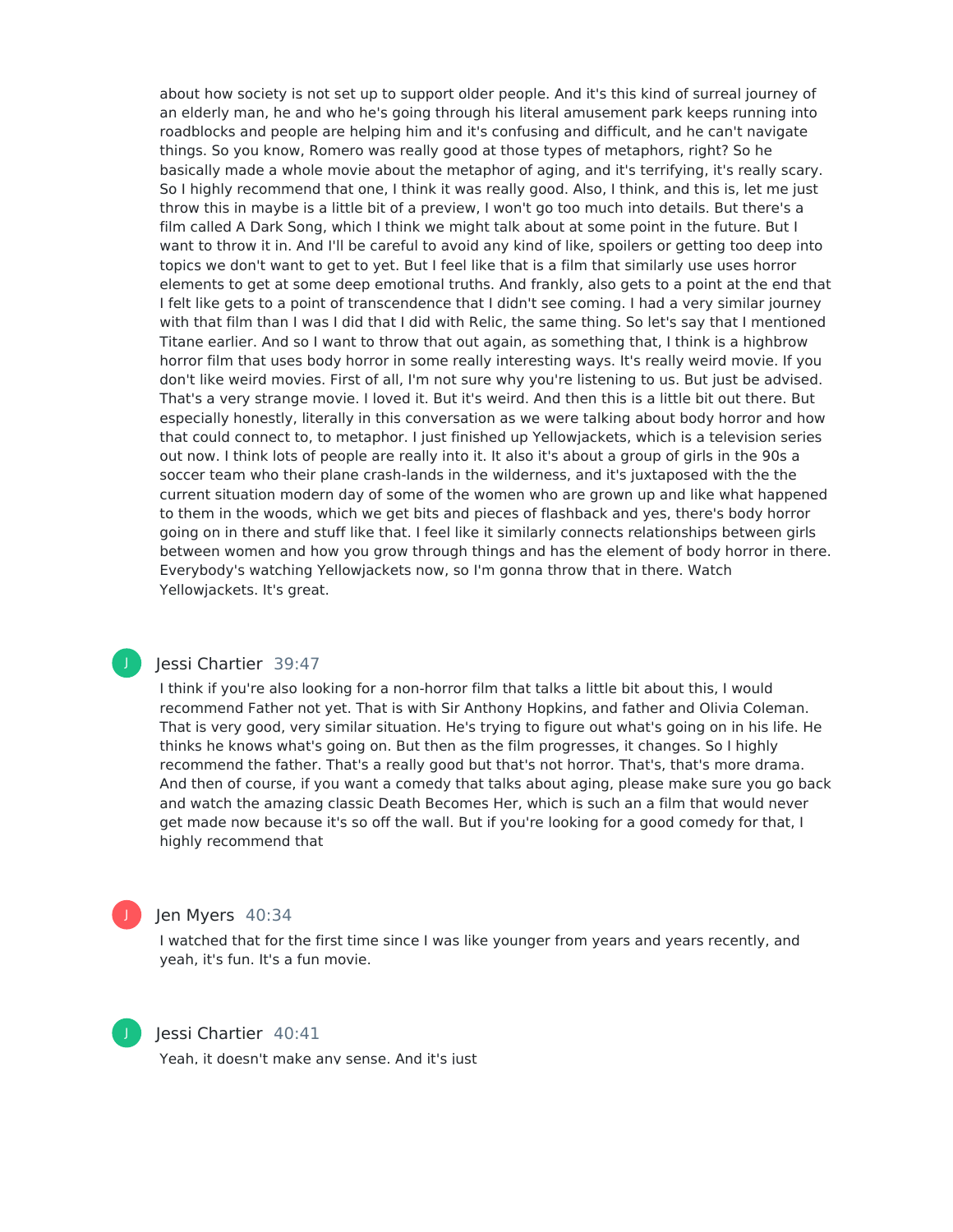about how society is not set up to support older people. And it's this kind of surreal journey of an elderly man, he and who he's going through his literal amusement park keeps running into roadblocks and people are helping him and it's confusing and difficult, and he can't navigate things. So you know, Romero was really good at those types of metaphors, right? So he basically made a whole movie about the metaphor of aging, and it's terrifying, it's really scary. So I highly recommend that one, I think it was really good. Also, I think, and this is, let me just throw this in maybe is a little bit of a preview, I won't go too much into details. But there's a film called A Dark Song, which I think we might talk about at some point in the future. But I want to throw it in. And I'll be careful to avoid any kind of like, spoilers or getting too deep into topics we don't want to get to yet. But I feel like that is a film that similarly use uses horror elements to get at some deep emotional truths. And frankly, also gets to a point at the end that I felt like gets to a point of transcendence that I didn't see coming. I had a very similar journey with that film than I was I did that I did with Relic, the same thing. So let's say that I mentioned Titane earlier. And so I want to throw that out again, as something that, I think is a highbrow horror film that uses body horror in some really interesting ways. It's really weird movie. If you don't like weird movies. First of all, I'm not sure why you're listening to us. But just be advised. That's a very strange movie. I loved it. But it's weird. And then this is a little bit out there. But especially honestly, literally in this conversation as we were talking about body horror and how that could connect to, to metaphor. I just finished up Yellowjackets, which is a television series out now. I think lots of people are really into it. It also it's about a group of girls in the 90s a soccer team who their plane crash-lands in the wilderness, and it's juxtaposed with the the current situation modern day of some of the women who are grown up and like what happened to them in the woods, which we get bits and pieces of flashback and yes, there's body horror going on in there and stuff like that. I feel like it similarly connects relationships between girls between women and how you grow through things and has the element of body horror in there. Everybody's watching Yellowjackets now, so I'm gonna throw that in there. Watch Yellowjackets. It's great.

**Jessi Chartier** 39:47

I think if you're also looking for a non-horror film that talks a little bit about this, I would recommend Father not yet. That is with Sir Anthony Hopkins, and father and Olivia Coleman. That is very good, very similar situation. He's trying to figure out what's going on in his life. He thinks he knows what's going on. But then as the film progresses, it changes. So I highly recommend the father. That's a really good but that's not horror. That's, that's more drama. And then of course, if you want a comedy that talks about aging, please make sure you go back and watch the amazing classic Death Becomes Her, which is such an a film that would never get made now because it's so off the wall. But if you're looking for a good comedy for that, I highly recommend that

**Jen Myers** 40:34

I watched that for the first time since I was like younger from years and years recently, and yeah, it's fun. It's a fun movie.

**Jessi Chartier** 40:41

Yeah, it doesn't make any sense. And it's just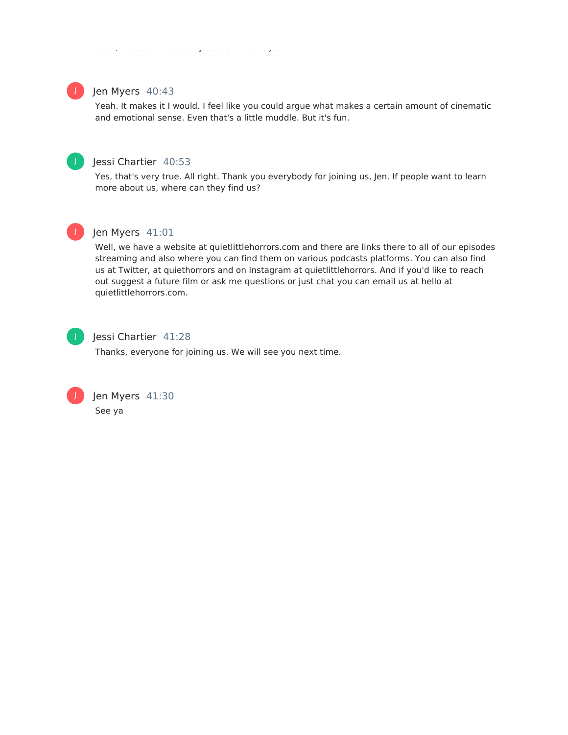**Jen Myers** 40:43

Yeah. It makes it I would. I feel like you could argue what makes a certain amount of cinematic and emotional sense. Even that's a little muddle. But it's fun.

**Jessi Chartier** 40:53

Yes, that's very true. All right. Thank you everybody for joining us, Jen. If people want to learn more about us, where can they find us?

**Jen Myers** 41:01

Well, we have a website at quietlittlehorrors.com and there are links there to all of our episodes streaming and also where you can find them on various podcasts platforms. You can also find us at Twitter, at quiethorrors and on Instagram at quietlittlehorrors. And if you'd like to reach out suggest a future film or ask me questions or just chat you can email us at hello at quietlittlehorrors.com.

**Jessi Chartier** 41:28

Thanks, everyone for joining us. We will see you next time.

**Jen Myers** 41:30

See ya